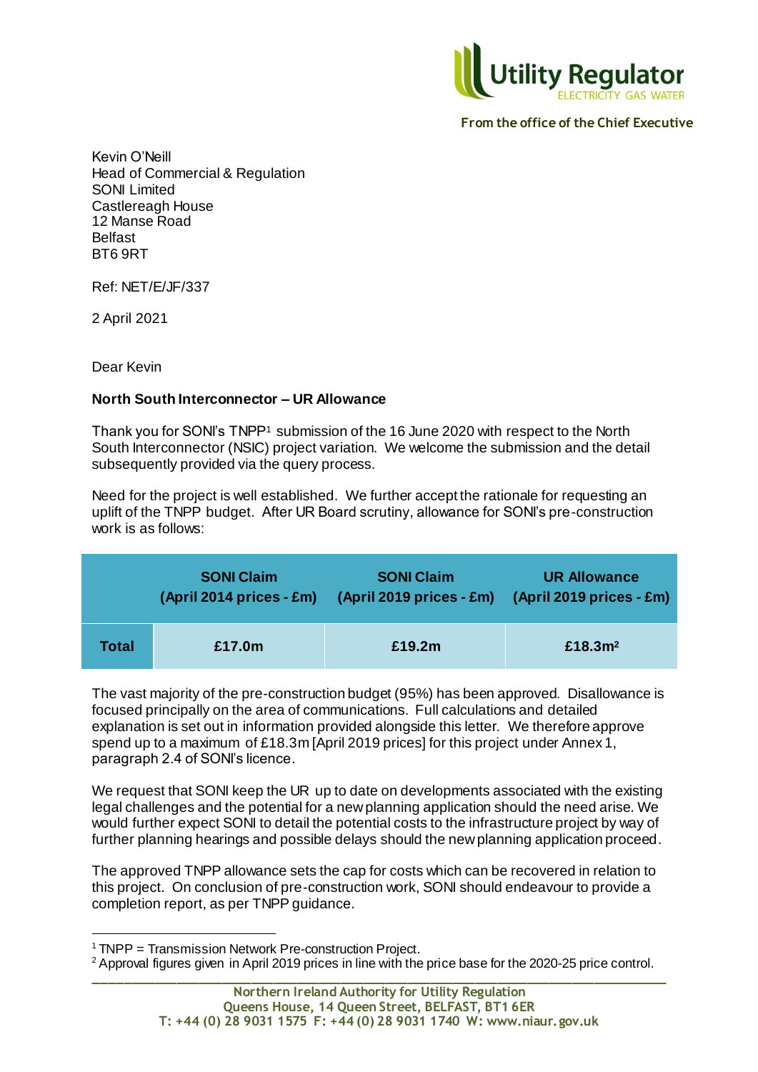Utility Regulator
ELECTRICITY GAS WATER

**From the office of the Chief Executive**

Kevin O'Neill
Head of Commercial & Regulation
SONI Limited
Castlereagh House
12 Manse Road
Belfast
BT6 9RT

Ref: NET/E/JF/337

2 April 2021

Dear Kevin

**North South Interconnector – UR Allowance**

Thank you for SONI's TNPP[1] submission of the 16 June 2020 with respect to the North South Interconnector (NSIC) project variation. We welcome the submission and the detail subsequently provided via the query process.

Need for the project is well established. We further accept the rationale for requesting an uplift of the TNPP budget. After UR Board scrutiny, allowance for SONI's pre-construction work is as follows:

| | SONI Claim (April 2014 prices - £m) | SONI Claim (April 2019 prices - £m) | UR Allowance (April 2019 prices - £m) |
|---|---|---|---|
| **Total** | **£17.0m** | **£19.2m** | **£18.3m[2]** |

The vast majority of the pre-construction budget (95%) has been approved. Disallowance is focused principally on the area of communications. Full calculations and detailed explanation is set out in information provided alongside this letter. We therefore approve spend up to a maximum of £18.3m [April 2019 prices] for this project under Annex 1, paragraph 2.4 of SONI's licence.

We request that SONI keep the UR up to date on developments associated with the existing legal challenges and the potential for a new planning application should the need arise. We would further expect SONI to detail the potential costs to the infrastructure project by way of further planning hearings and possible delays should the new planning application proceed.

The approved TNPP allowance sets the cap for costs which can be recovered in relation to this project. On conclusion of pre-construction work, SONI should endeavour to provide a completion report, as per TNPP guidance.

---

[1] TNPP = Transmission Network Pre-construction Project.

[2] Approval figures given in April 2019 prices in line with the price base for the 2020-25 price control.

**Northern Ireland Authority for Utility Regulation**
**Queens House, 14 Queen Street, BELFAST, BT1 6ER**
**T: +44 (0) 28 9031 1575 F: +44 (0) 28 9031 1740 W: www.niaur.gov.uk**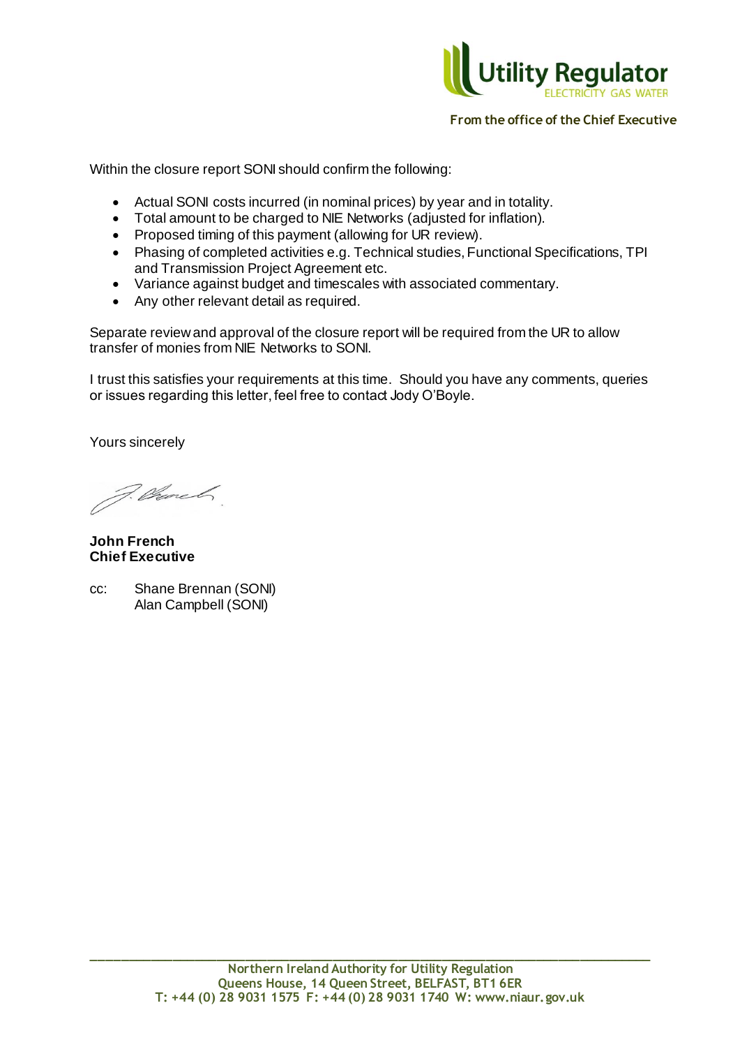Within the closure report SONI should confirm the following:

- Actual SONI costs incurred (in nominal prices) by year and in totality.
- Total amount to be charged to NIE Networks (adjusted for inflation).
- Proposed timing of this payment (allowing for UR review).
- Phasing of completed activities e.g. Technical studies, Functional Specifications, TPI and Transmission Project Agreement etc.
- Variance against budget and timescales with associated commentary.
- Any other relevant detail as required.

Separate review and approval of the closure report will be required from the UR to allow transfer of monies from NIE Networks to SONI.

I trust this satisfies your requirements at this time. Should you have any comments, queries or issues regarding this letter, feel free to contact Jody O'Boyle.

Yours sincerely

**John French**
**Chief Executive**

cc: Shane Brennan (SONI)
Alan Campbell (SONI)